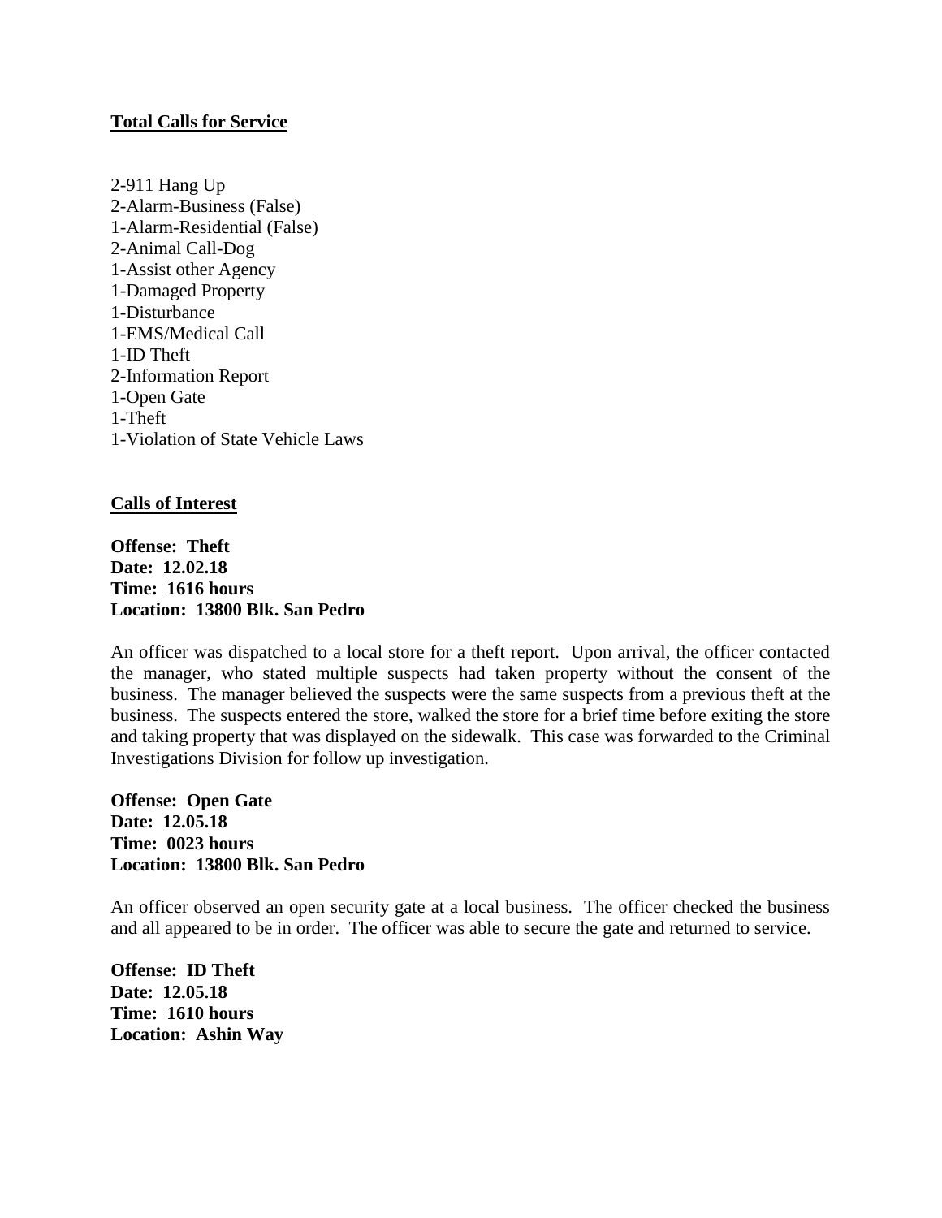**Total Calls for Service**

2-911 Hang Up
2-Alarm-Business (False)
1-Alarm-Residential (False)
2-Animal Call-Dog
1-Assist other Agency
1-Damaged Property
1-Disturbance
1-EMS/Medical Call
1-ID Theft
2-Information Report
1-Open Gate
1-Theft
1-Violation of State Vehicle Laws

**Calls of Interest**

**Offense: Theft**
**Date: 12.02.18**
**Time: 1616 hours**
**Location: 13800 Blk. San Pedro**

An officer was dispatched to a local store for a theft report. Upon arrival, the officer contacted the manager, who stated multiple suspects had taken property without the consent of the business. The manager believed the suspects were the same suspects from a previous theft at the business. The suspects entered the store, walked the store for a brief time before exiting the store and taking property that was displayed on the sidewalk. This case was forwarded to the Criminal Investigations Division for follow up investigation.

**Offense: Open Gate**
**Date: 12.05.18**
**Time: 0023 hours**
**Location: 13800 Blk. San Pedro**

An officer observed an open security gate at a local business. The officer checked the business and all appeared to be in order. The officer was able to secure the gate and returned to service.

**Offense: ID Theft**
**Date: 12.05.18**
**Time: 1610 hours**
**Location: Ashin Way**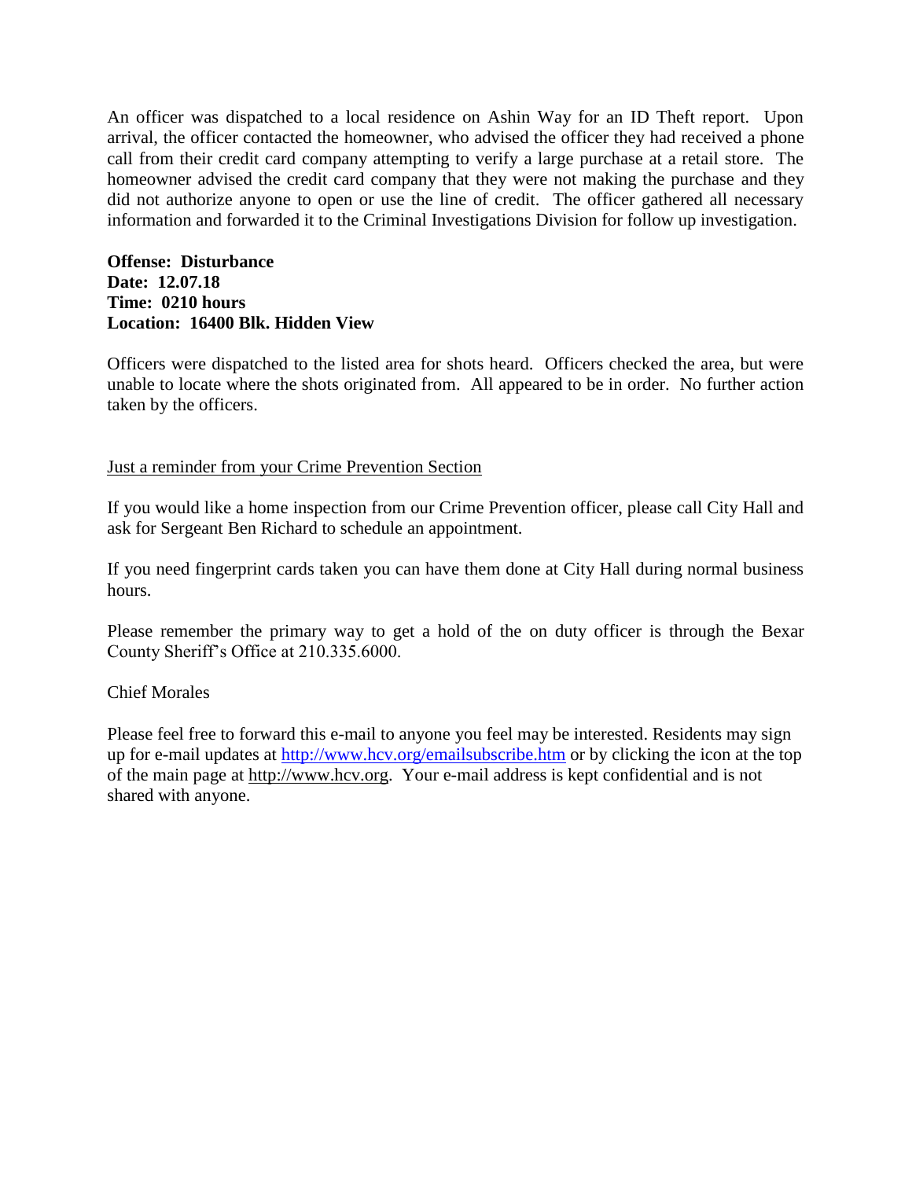An officer was dispatched to a local residence on Ashin Way for an ID Theft report. Upon arrival, the officer contacted the homeowner, who advised the officer they had received a phone call from their credit card company attempting to verify a large purchase at a retail store. The homeowner advised the credit card company that they were not making the purchase and they did not authorize anyone to open or use the line of credit. The officer gathered all necessary information and forwarded it to the Criminal Investigations Division for follow up investigation.

**Offense: Disturbance**
**Date: 12.07.18**
**Time: 0210 hours**
**Location: 16400 Blk. Hidden View**

Officers were dispatched to the listed area for shots heard. Officers checked the area, but were unable to locate where the shots originated from. All appeared to be in order. No further action taken by the officers.

Just a reminder from your Crime Prevention Section

If you would like a home inspection from our Crime Prevention officer, please call City Hall and ask for Sergeant Ben Richard to schedule an appointment.

If you need fingerprint cards taken you can have them done at City Hall during normal business hours.

Please remember the primary way to get a hold of the on duty officer is through the Bexar County Sheriff's Office at 210.335.6000.

Chief Morales

Please feel free to forward this e-mail to anyone you feel may be interested. Residents may sign up for e-mail updates at http://www.hcv.org/emailsubscribe.htm or by clicking the icon at the top of the main page at http://www.hcv.org. Your e-mail address is kept confidential and is not shared with anyone.